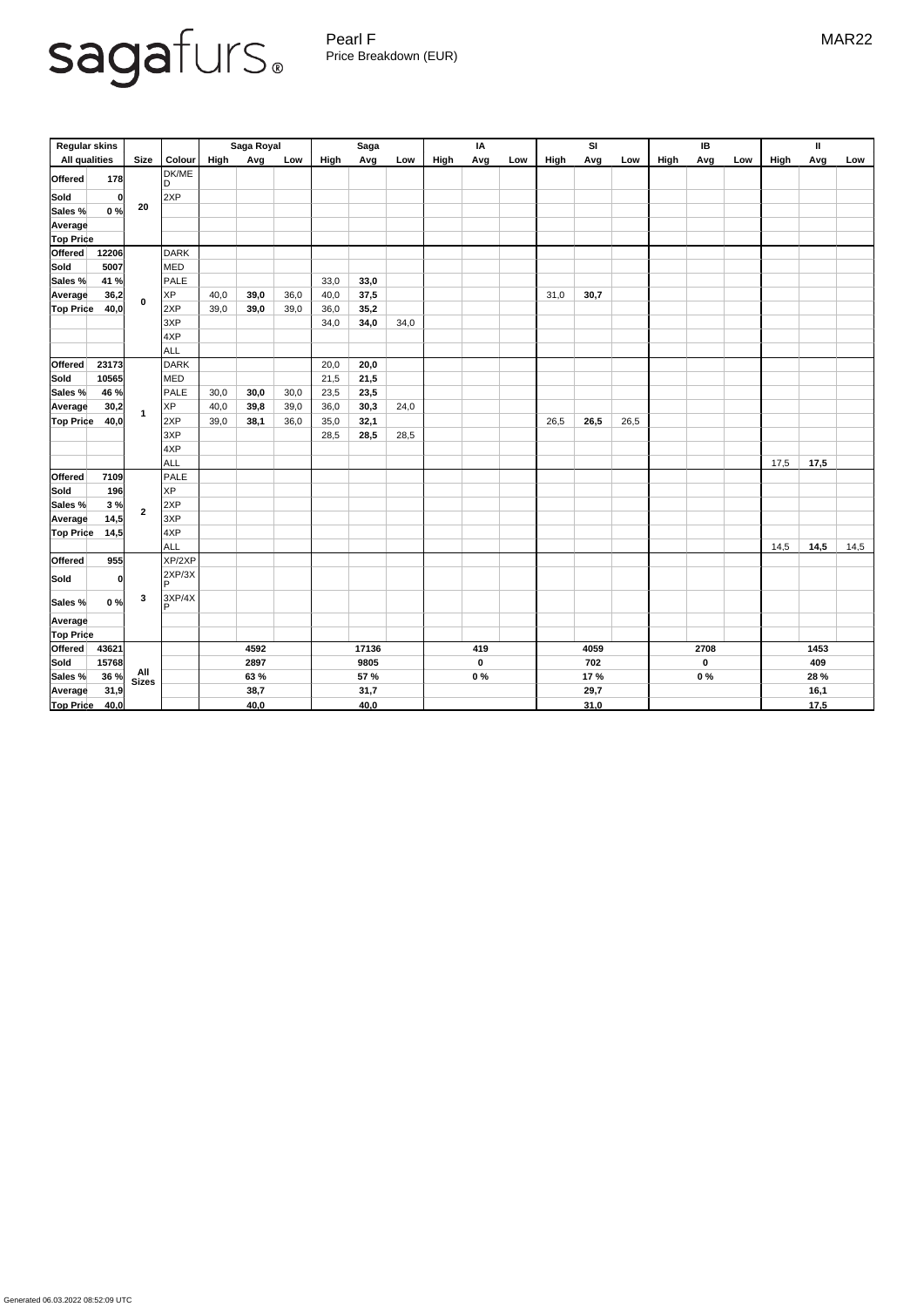sagafurs®

Pearl F
Price Breakdown (EUR)

MAR22

| Regular skins | | | | Saga Royal | | | Saga | | | IA | | | SI | | | IB | | | II | | |
|---|---|---|---|---|---|---|---|---|---|---|---|---|---|---|---|---|---|---|---|---|---|
| All qualities | | Size | Colour | High | Avg | Low | High | Avg | Low | High | Avg | Low | High | Avg | Low | High | Avg | Low | High | Avg | Low |
| Offered | 178 | 20 | DK/MED | | | | | | | | | | | | | | | | | | |
| Sold | 0 | | 2XP | | | | | | | | | | | | | | | | | | |
| Sales % | 0 % | | | | | | | | | | | | | | | | | | | | |
| Average | | | | | | | | | | | | | | | | | | | | | |
| Top Price | | | | | | | | | | | | | | | | | | | | | |
| Offered | 12206 | 0 | DARK | | | | | | | | | | | | | | | | | | |
| Sold | 5007 | | MED | | | | | | | | | | | | | | | | | | |
| Sales % | 41 % | | PALE | | | | 33,0 | **33,0** | | | | | | | | | | | | | |
| Average | 36,2 | | XP | 40,0 | **39,0** | 36,0 | 40,0 | **37,5** | | | | | 31,0 | **30,7** | | | | | | | |
| Top Price | 40,0 | | 2XP | 39,0 | **39,0** | 39,0 | 36,0 | **35,2** | | | | | | | | | | | | | |
| | | | 3XP | | | | 34,0 | **34,0** | 34,0 | | | | | | | | | | | | |
| | | | 4XP | | | | | | | | | | | | | | | | | | |
| | | | ALL | | | | | | | | | | | | | | | | | | |
| Offered | 23173 | 1 | DARK | | | | 20,0 | **20,0** | | | | | | | | | | | | | |
| Sold | 10565 | | MED | | | | 21,5 | **21,5** | | | | | | | | | | | | | |
| Sales % | 46 % | | PALE | 30,0 | **30,0** | 30,0 | 23,5 | **23,5** | | | | | | | | | | | | | |
| Average | 30,2 | | XP | 40,0 | **39,8** | 39,0 | 36,0 | **30,3** | 24,0 | | | | | | | | | | | | |
| Top Price | 40,0 | | 2XP | 39,0 | **38,1** | 36,0 | 35,0 | **32,1** | | | | | 26,5 | **26,5** | 26,5 | | | | | | |
| | | | 3XP | | | | 28,5 | **28,5** | 28,5 | | | | | | | | | | | | |
| | | | 4XP | | | | | | | | | | | | | | | | | | |
| | | | ALL | | | | | | | | | | | | | | | | 17,5 | **17,5** | |
| Offered | 7109 | 2 | PALE | | | | | | | | | | | | | | | | | | |
| Sold | 196 | | XP | | | | | | | | | | | | | | | | | | |
| Sales % | 3 % | | 2XP | | | | | | | | | | | | | | | | | | |
| Average | 14,5 | | 3XP | | | | | | | | | | | | | | | | | | |
| Top Price | 14,5 | | 4XP | | | | | | | | | | | | | | | | | | |
| | | | ALL | | | | | | | | | | | | | | | | 14,5 | **14,5** | 14,5 |
| Offered | 955 | 3 | XP/2XP | | | | | | | | | | | | | | | | | | |
| Sold | 0 | | 2XP/3XP | | | | | | | | | | | | | | | | | | |
| Sales % | 0 % | | 3XP/4XP | | | | | | | | | | | | | | | | | | |
| Average | | | | | | | | | | | | | | | | | | | | | |
| Top Price | | | | | | | | | | | | | | | | | | | | | |
| Offered | 43621 | All Sizes | | | **4592** | | | **17136** | | | **419** | | | **4059** | | | **2708** | | | **1453** | |
| Sold | 15768 | | | | **2897** | | | **9805** | | | **0** | | | **702** | | | **0** | | | **409** | |
| Sales % | 36 % | | | | **63 %** | | | **57 %** | | | **0 %** | | | **17 %** | | | **0 %** | | | **28 %** | |
| Average | 31,9 | | | | **38,7** | | | **31,7** | | | | | | **29,7** | | | | | | **16,1** | |
| Top Price | 40,0 | | | | **40,0** | | | **40,0** | | | | | | **31,0** | | | | | | **17,5** | |

Generated 06.03.2022 08:52:09 UTC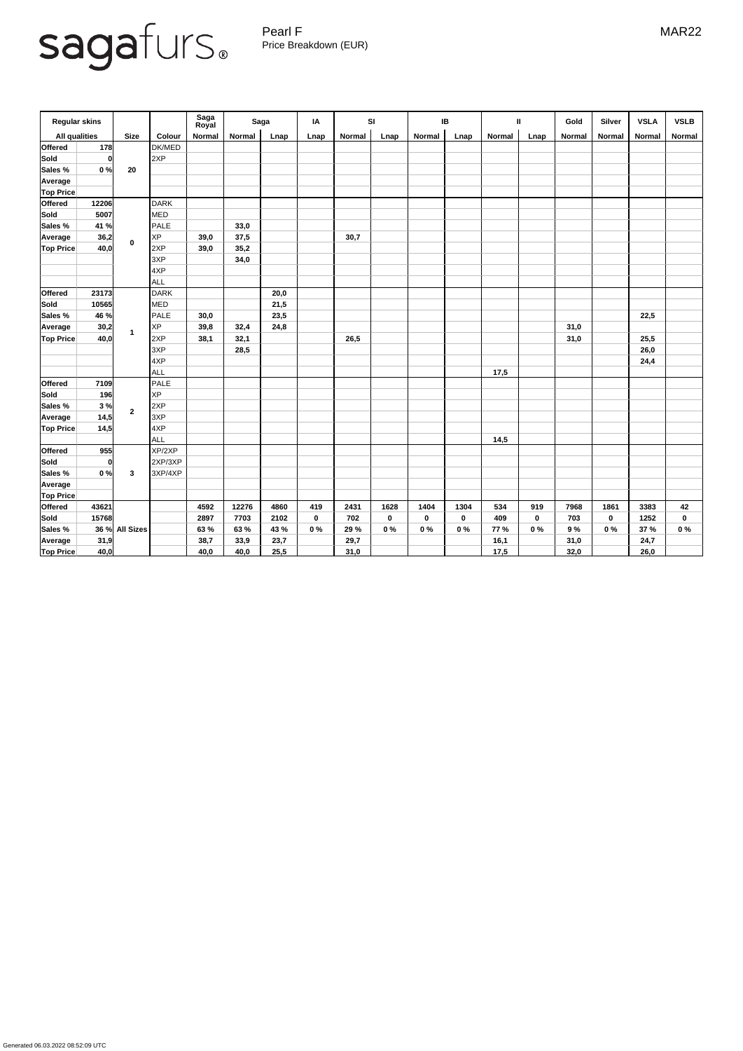# sagafurs

Pearl F
Price Breakdown (EUR)

MAR22

| Regular skins | | | | Saga Royal | Saga | | IA | SI | | IB | | II | | Gold | Silver | VSLA | VSLB |
|---|---|---|---|---|---|---|---|---|---|---|---|---|---|---|---|---|---|
| All qualities | | Size | Colour | Normal | Normal | Lnap | Lnap | Normal | Lnap | Normal | Lnap | Normal | Lnap | Normal | Normal | Normal | Normal |
| Offered | 178 | 20 | DK/MED | | | | | | | | | | | | | | |
| Sold | 0 | | 2XP | | | | | | | | | | | | | | |
| Sales % | 0 % | | | | | | | | | | | | | | | | |
| Average | | | | | | | | | | | | | | | | | |
| Top Price | | | | | | | | | | | | | | | | | |
| Offered | 12206 | 0 | DARK | | | | | | | | | | | | | | |
| Sold | 5007 | | MED | | | | | | | | | | | | | | |
| Sales % | 41 % | | PALE | | 33,0 | | | | | | | | | | | | |
| Average | 36,2 | | XP | 39,0 | 37,5 | | | 30,7 | | | | | | | | | |
| Top Price | 40,0 | | 2XP | 39,0 | 35,2 | | | | | | | | | | | | |
| | | | 3XP | | 34,0 | | | | | | | | | | | | |
| | | | 4XP | | | | | | | | | | | | | | |
| | | | ALL | | | | | | | | | | | | | | |
| Offered | 23173 | 1 | DARK | | | 20,0 | | | | | | | | | | | |
| Sold | 10565 | | MED | | | 21,5 | | | | | | | | | | | |
| Sales % | 46 % | | PALE | 30,0 | | 23,5 | | | | | | | | | | 22,5 | |
| Average | 30,2 | | XP | 39,8 | 32,4 | 24,8 | | | | | | | | 31,0 | | | |
| Top Price | 40,0 | | 2XP | 38,1 | 32,1 | | | 26,5 | | | | | | 31,0 | | 25,5 | |
| | | | 3XP | | 28,5 | | | | | | | | | | | 26,0 | |
| | | | 4XP | | | | | | | | | | | | | 24,4 | |
| | | | ALL | | | | | | | | | 17,5 | | | | | |
| Offered | 7109 | 2 | PALE | | | | | | | | | | | | | | |
| Sold | 196 | | XP | | | | | | | | | | | | | | |
| Sales % | 3 % | | 2XP | | | | | | | | | | | | | | |
| Average | 14,5 | | 3XP | | | | | | | | | | | | | | |
| Top Price | 14,5 | | 4XP | | | | | | | | | | | | | | |
| | | | ALL | | | | | | | | | 14,5 | | | | | |
| Offered | 955 | 3 | XP/2XP | | | | | | | | | | | | | | |
| Sold | 0 | | 2XP/3XP | | | | | | | | | | | | | | |
| Sales % | 0 % | | 3XP/4XP | | | | | | | | | | | | | | |
| Average | | | | | | | | | | | | | | | | | |
| Top Price | | | | | | | | | | | | | | | | | |
| Offered | 43621 | All Sizes | | 4592 | 12276 | 4860 | 419 | 2431 | 1628 | 1404 | 1304 | 534 | 919 | 7968 | 1861 | 3383 | 42 |
| Sold | 15768 | | | 2897 | 7703 | 2102 | 0 | 702 | 0 | 0 | 0 | 409 | 0 | 703 | 0 | 1252 | 0 |
| Sales % | 36 % | | | 63 % | 63 % | 43 % | 0 % | 29 % | 0 % | 0 % | 0 % | 77 % | 0 % | 9 % | 0 % | 37 % | 0 % |
| Average | 31,9 | | | 38,7 | 33,9 | 23,7 | | 29,7 | | | | 16,1 | | 31,0 | | 24,7 | |
| Top Price | 40,0 | | | 40,0 | 40,0 | 25,5 | | 31,0 | | | | 17,5 | | 32,0 | | 26,0 | |

Generated 06.03.2022 08:52:09 UTC